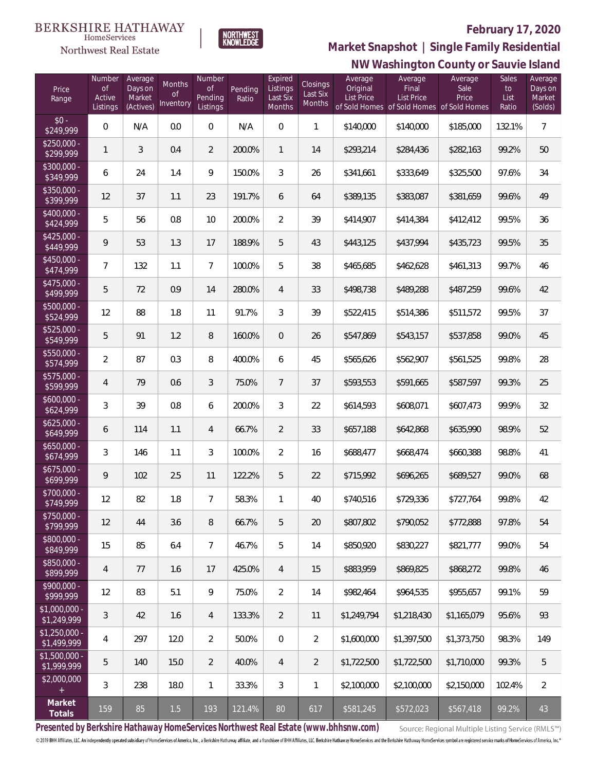BERKSHIRE HATHAWAY HomeServices Northwest Real Estate

NORTHWEST KNOWLEDGE

**February 17, 2020**

## Market Snapshot | Single Family Residential

## NW Washington County or Sauvie Island

| Price Range | Number of Active Listings | Average Days on Market (Actives) | Months of Inventory | Number of Pending Listings | Pending Ratio | Expired Listings Last Six Months | Closings Last Six Months | Average Original List Price of Sold Homes | Average Final List Price of Sold Homes | Average Sale Price of Sold Homes | Sales to List Ratio | Average Days on Market (Solds) |
|---|---|---|---|---|---|---|---|---|---|---|---|---|
| $0 - $249,999 | 0 | N/A | 0.0 | 0 | N/A | 0 | 1 | $140,000 | $140,000 | $185,000 | 132.1% | 7 |
| $250,000 - $299,999 | 1 | 3 | 0.4 | 2 | 200.0% | 1 | 14 | $293,214 | $284,436 | $282,163 | 99.2% | 50 |
| $300,000 - $349,999 | 6 | 24 | 1.4 | 9 | 150.0% | 3 | 26 | $341,661 | $333,649 | $325,500 | 97.6% | 34 |
| $350,000 - $399,999 | 12 | 37 | 1.1 | 23 | 191.7% | 6 | 64 | $389,135 | $383,087 | $381,659 | 99.6% | 49 |
| $400,000 - $424,999 | 5 | 56 | 0.8 | 10 | 200.0% | 2 | 39 | $414,907 | $414,384 | $412,412 | 99.5% | 36 |
| $425,000 - $449,999 | 9 | 53 | 1.3 | 17 | 188.9% | 5 | 43 | $443,125 | $437,994 | $435,723 | 99.5% | 35 |
| $450,000 - $474,999 | 7 | 132 | 1.1 | 7 | 100.0% | 5 | 38 | $465,685 | $462,628 | $461,313 | 99.7% | 46 |
| $475,000 - $499,999 | 5 | 72 | 0.9 | 14 | 280.0% | 4 | 33 | $498,738 | $489,288 | $487,259 | 99.6% | 42 |
| $500,000 - $524,999 | 12 | 88 | 1.8 | 11 | 91.7% | 3 | 39 | $522,415 | $514,386 | $511,572 | 99.5% | 37 |
| $525,000 - $549,999 | 5 | 91 | 1.2 | 8 | 160.0% | 0 | 26 | $547,869 | $543,157 | $537,858 | 99.0% | 45 |
| $550,000 - $574,999 | 2 | 87 | 0.3 | 8 | 400.0% | 6 | 45 | $565,626 | $562,907 | $561,525 | 99.8% | 28 |
| $575,000 - $599,999 | 4 | 79 | 0.6 | 3 | 75.0% | 7 | 37 | $593,553 | $591,665 | $587,597 | 99.3% | 25 |
| $600,000 - $624,999 | 3 | 39 | 0.8 | 6 | 200.0% | 3 | 22 | $614,593 | $608,071 | $607,473 | 99.9% | 32 |
| $625,000 - $649,999 | 6 | 114 | 1.1 | 4 | 66.7% | 2 | 33 | $657,188 | $642,868 | $635,990 | 98.9% | 52 |
| $650,000 - $674,999 | 3 | 146 | 1.1 | 3 | 100.0% | 2 | 16 | $688,477 | $668,474 | $660,388 | 98.8% | 41 |
| $675,000 - $699,999 | 9 | 102 | 2.5 | 11 | 122.2% | 5 | 22 | $715,992 | $696,265 | $689,527 | 99.0% | 68 |
| $700,000 - $749,999 | 12 | 82 | 1.8 | 7 | 58.3% | 1 | 40 | $740,516 | $729,336 | $727,764 | 99.8% | 42 |
| $750,000 - $799,999 | 12 | 44 | 3.6 | 8 | 66.7% | 5 | 20 | $807,802 | $790,052 | $772,888 | 97.8% | 54 |
| $800,000 - $849,999 | 15 | 85 | 6.4 | 7 | 46.7% | 5 | 14 | $850,920 | $830,227 | $821,777 | 99.0% | 54 |
| $850,000 - $899,999 | 4 | 77 | 1.6 | 17 | 425.0% | 4 | 15 | $883,959 | $869,825 | $868,272 | 99.8% | 46 |
| $900,000 - $999,999 | 12 | 83 | 5.1 | 9 | 75.0% | 2 | 14 | $982,464 | $964,535 | $955,657 | 99.1% | 59 |
| $1,000,000 - $1,249,999 | 3 | 42 | 1.6 | 4 | 133.3% | 2 | 11 | $1,249,794 | $1,218,430 | $1,165,079 | 95.6% | 93 |
| $1,250,000 - $1,499,999 | 4 | 297 | 12.0 | 2 | 50.0% | 0 | 2 | $1,600,000 | $1,397,500 | $1,373,750 | 98.3% | 149 |
| $1,500,000 - $1,999,999 | 5 | 140 | 15.0 | 2 | 40.0% | 4 | 2 | $1,722,500 | $1,722,500 | $1,710,000 | 99.3% | 5 |
| $2,000,000 + | 3 | 238 | 18.0 | 1 | 33.3% | 3 | 1 | $2,100,000 | $2,100,000 | $2,150,000 | 102.4% | 2 |
| **Market Totals** | 159 | 85 | 1.5 | 193 | 121.4% | 80 | 617 | $581,245 | $572,023 | $567,418 | 99.2% | 43 |

**Presented by Berkshire Hathaway HomeServices Northwest Real Estate (www.bhhsnw.com)**

Source: Regional Multiple Listing Service (RMLS™)

© 2019 BHH Affiliates, LLC. An independently operated subsidiary of HomeServices of America, Inc., a Berkshire Hathaway affiliate, and a franchisee of BHH Affiliates, LLC. Berkshire Hathaway HomeServices and the Berkshire Hathaway HomeServices symbol are registered service marks of HomeServices of America, Inc.®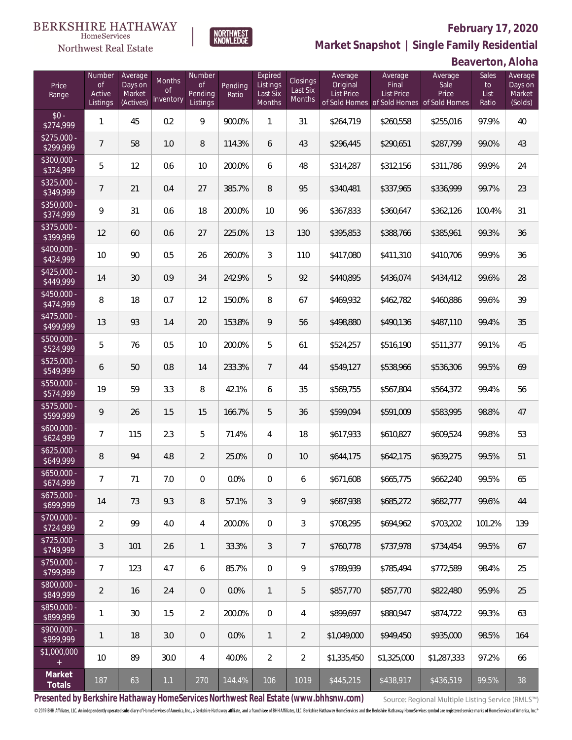BERKSHIRE HATHAWAY HomeServices Northwest Real Estate

NORTHWEST KNOWLEDGE

**February 17, 2020**

**Market Snapshot | Single Family Residential**

**Beaverton, Aloha**

| Price Range | Number of Active Listings | Average Days on Market (Actives) | Months of Inventory | Number of Pending Listings | Pending Ratio | Expired Listings Last Six Months | Closings Last Six Months | Average Original List Price of Sold Homes | Average Final List Price of Sold Homes | Average Sale Price of Sold Homes | Sales to List Ratio | Average Days on Market (Solds) |
|---|---|---|---|---|---|---|---|---|---|---|---|---|
| $0 - $274,999 | 1 | 45 | 0.2 | 9 | 900.0% | 1 | 31 | $264,719 | $260,558 | $255,016 | 97.9% | 40 |
| $275,000 - $299,999 | 7 | 58 | 1.0 | 8 | 114.3% | 6 | 43 | $296,445 | $290,651 | $287,799 | 99.0% | 43 |
| $300,000 - $324,999 | 5 | 12 | 0.6 | 10 | 200.0% | 6 | 48 | $314,287 | $312,156 | $311,786 | 99.9% | 24 |
| $325,000 - $349,999 | 7 | 21 | 0.4 | 27 | 385.7% | 8 | 95 | $340,481 | $337,965 | $336,999 | 99.7% | 23 |
| $350,000 - $374,999 | 9 | 31 | 0.6 | 18 | 200.0% | 10 | 96 | $367,833 | $360,647 | $362,126 | 100.4% | 31 |
| $375,000 - $399,999 | 12 | 60 | 0.6 | 27 | 225.0% | 13 | 130 | $395,853 | $388,766 | $385,961 | 99.3% | 36 |
| $400,000 - $424,999 | 10 | 90 | 0.5 | 26 | 260.0% | 3 | 110 | $417,080 | $411,310 | $410,706 | 99.9% | 36 |
| $425,000 - $449,999 | 14 | 30 | 0.9 | 34 | 242.9% | 5 | 92 | $440,895 | $436,074 | $434,412 | 99.6% | 28 |
| $450,000 - $474,999 | 8 | 18 | 0.7 | 12 | 150.0% | 8 | 67 | $469,932 | $462,782 | $460,886 | 99.6% | 39 |
| $475,000 - $499,999 | 13 | 93 | 1.4 | 20 | 153.8% | 9 | 56 | $498,880 | $490,136 | $487,110 | 99.4% | 35 |
| $500,000 - $524,999 | 5 | 76 | 0.5 | 10 | 200.0% | 5 | 61 | $524,257 | $516,190 | $511,377 | 99.1% | 45 |
| $525,000 - $549,999 | 6 | 50 | 0.8 | 14 | 233.3% | 7 | 44 | $549,127 | $538,966 | $536,306 | 99.5% | 69 |
| $550,000 - $574,999 | 19 | 59 | 3.3 | 8 | 42.1% | 6 | 35 | $569,755 | $567,804 | $564,372 | 99.4% | 56 |
| $575,000 - $599,999 | 9 | 26 | 1.5 | 15 | 166.7% | 5 | 36 | $599,094 | $591,009 | $583,995 | 98.8% | 47 |
| $600,000 - $624,999 | 7 | 115 | 2.3 | 5 | 71.4% | 4 | 18 | $617,933 | $610,827 | $609,524 | 99.8% | 53 |
| $625,000 - $649,999 | 8 | 94 | 4.8 | 2 | 25.0% | 0 | 10 | $644,175 | $642,175 | $639,275 | 99.5% | 51 |
| $650,000 - $674,999 | 7 | 71 | 7.0 | 0 | 0.0% | 0 | 6 | $671,608 | $665,775 | $662,240 | 99.5% | 65 |
| $675,000 - $699,999 | 14 | 73 | 9.3 | 8 | 57.1% | 3 | 9 | $687,938 | $685,272 | $682,777 | 99.6% | 44 |
| $700,000 - $724,999 | 2 | 99 | 4.0 | 4 | 200.0% | 0 | 3 | $708,295 | $694,962 | $703,202 | 101.2% | 139 |
| $725,000 - $749,999 | 3 | 101 | 2.6 | 1 | 33.3% | 3 | 7 | $760,778 | $737,978 | $734,454 | 99.5% | 67 |
| $750,000 - $799,999 | 7 | 123 | 4.7 | 6 | 85.7% | 0 | 9 | $789,939 | $785,494 | $772,589 | 98.4% | 25 |
| $800,000 - $849,999 | 2 | 16 | 2.4 | 0 | 0.0% | 1 | 5 | $857,770 | $857,770 | $822,480 | 95.9% | 25 |
| $850,000 - $899,999 | 1 | 30 | 1.5 | 2 | 200.0% | 0 | 4 | $899,697 | $880,947 | $874,722 | 99.3% | 63 |
| $900,000 - $999,999 | 1 | 18 | 3.0 | 0 | 0.0% | 1 | 2 | $1,049,000 | $949,450 | $935,000 | 98.5% | 164 |
| $1,000,000 + | 10 | 89 | 30.0 | 4 | 40.0% | 2 | 2 | $1,335,450 | $1,325,000 | $1,287,333 | 97.2% | 66 |
| **Market Totals** | 187 | 63 | 1.1 | 270 | 144.4% | 106 | 1019 | $445,215 | $438,917 | $436,519 | 99.5% | 38 |

**Presented by Berkshire Hathaway HomeServices Northwest Real Estate (www.bhhsnw.com)**

Source: Regional Multiple Listing Service (RMLS™)

© 2019 BHH Affiliates, LLC. An independently operated subsidiary of HomeServices of America, Inc., a Berkshire Hathaway affiliate, and a franchisee of BHH Affiliates, LLC. Berkshire Hathaway HomeServices and the Berkshire Hathaway HomeServices symbol are registered service marks of HomeServices of America, Inc.®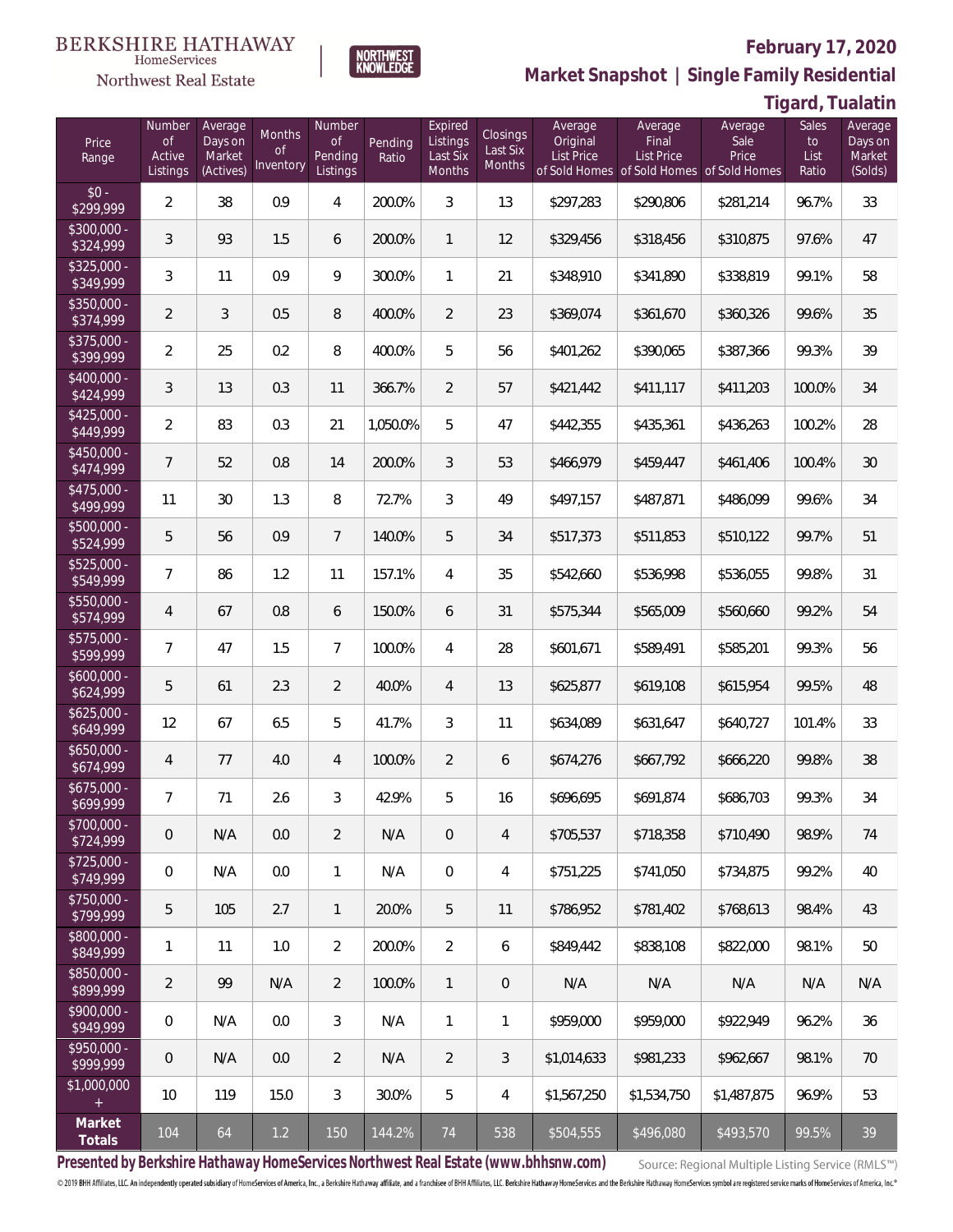BERKSHIRE HATHAWAY HomeServices Northwest Real Estate

NORTHWEST KNOWLEDGE

**February 17, 2020**

**Market Snapshot | Single Family Residential**

**Tigard, Tualatin**

| Price Range | Number of Active Listings | Average Days on Market (Actives) | Months of Inventory | Number of Pending Listings | Pending Ratio | Expired Listings Last Six Months | Closings Last Six Months | Average Original List Price of Sold Homes | Average Final List Price of Sold Homes | Average Sale Price of Sold Homes | Sales to List Ratio | Average Days on Market (Solds) |
|---|---|---|---|---|---|---|---|---|---|---|---|---|
| $0 - $299,999 | 2 | 38 | 0.9 | 4 | 200.0% | 3 | 13 | $297,283 | $290,806 | $281,214 | 96.7% | 33 |
| $300,000 - $324,999 | 3 | 93 | 1.5 | 6 | 200.0% | 1 | 12 | $329,456 | $318,456 | $310,875 | 97.6% | 47 |
| $325,000 - $349,999 | 3 | 11 | 0.9 | 9 | 300.0% | 1 | 21 | $348,910 | $341,890 | $338,819 | 99.1% | 58 |
| $350,000 - $374,999 | 2 | 3 | 0.5 | 8 | 400.0% | 2 | 23 | $369,074 | $361,670 | $360,326 | 99.6% | 35 |
| $375,000 - $399,999 | 2 | 25 | 0.2 | 8 | 400.0% | 5 | 56 | $401,262 | $390,065 | $387,366 | 99.3% | 39 |
| $400,000 - $424,999 | 3 | 13 | 0.3 | 11 | 366.7% | 2 | 57 | $421,442 | $411,117 | $411,203 | 100.0% | 34 |
| $425,000 - $449,999 | 2 | 83 | 0.3 | 21 | 1,050.0% | 5 | 47 | $442,355 | $435,361 | $436,263 | 100.2% | 28 |
| $450,000 - $474,999 | 7 | 52 | 0.8 | 14 | 200.0% | 3 | 53 | $466,979 | $459,447 | $461,406 | 100.4% | 30 |
| $475,000 - $499,999 | 11 | 30 | 1.3 | 8 | 72.7% | 3 | 49 | $497,157 | $487,871 | $486,099 | 99.6% | 34 |
| $500,000 - $524,999 | 5 | 56 | 0.9 | 7 | 140.0% | 5 | 34 | $517,373 | $511,853 | $510,122 | 99.7% | 51 |
| $525,000 - $549,999 | 7 | 86 | 1.2 | 11 | 157.1% | 4 | 35 | $542,660 | $536,998 | $536,055 | 99.8% | 31 |
| $550,000 - $574,999 | 4 | 67 | 0.8 | 6 | 150.0% | 6 | 31 | $575,344 | $565,009 | $560,660 | 99.2% | 54 |
| $575,000 - $599,999 | 7 | 47 | 1.5 | 7 | 100.0% | 4 | 28 | $601,671 | $589,491 | $585,201 | 99.3% | 56 |
| $600,000 - $624,999 | 5 | 61 | 2.3 | 2 | 40.0% | 4 | 13 | $625,877 | $619,108 | $615,954 | 99.5% | 48 |
| $625,000 - $649,999 | 12 | 67 | 6.5 | 5 | 41.7% | 3 | 11 | $634,089 | $631,647 | $640,727 | 101.4% | 33 |
| $650,000 - $674,999 | 4 | 77 | 4.0 | 4 | 100.0% | 2 | 6 | $674,276 | $667,792 | $666,220 | 99.8% | 38 |
| $675,000 - $699,999 | 7 | 71 | 2.6 | 3 | 42.9% | 5 | 16 | $696,695 | $691,874 | $686,703 | 99.3% | 34 |
| $700,000 - $724,999 | 0 | N/A | 0.0 | 2 | N/A | 0 | 4 | $705,537 | $718,358 | $710,490 | 98.9% | 74 |
| $725,000 - $749,999 | 0 | N/A | 0.0 | 1 | N/A | 0 | 4 | $751,225 | $741,050 | $734,875 | 99.2% | 40 |
| $750,000 - $799,999 | 5 | 105 | 2.7 | 1 | 20.0% | 5 | 11 | $786,952 | $781,402 | $768,613 | 98.4% | 43 |
| $800,000 - $849,999 | 1 | 11 | 1.0 | 2 | 200.0% | 2 | 6 | $849,442 | $838,108 | $822,000 | 98.1% | 50 |
| $850,000 - $899,999 | 2 | 99 | N/A | 2 | 100.0% | 1 | 0 | N/A | N/A | N/A | N/A | N/A |
| $900,000 - $949,999 | 0 | N/A | 0.0 | 3 | N/A | 1 | 1 | $959,000 | $959,000 | $922,949 | 96.2% | 36 |
| $950,000 - $999,999 | 0 | N/A | 0.0 | 2 | N/A | 2 | 3 | $1,014,633 | $981,233 | $962,667 | 98.1% | 70 |
| $1,000,000 + | 10 | 119 | 15.0 | 3 | 30.0% | 5 | 4 | $1,567,250 | $1,534,750 | $1,487,875 | 96.9% | 53 |
| **Market Totals** | 104 | 64 | 1.2 | 150 | 144.2% | 74 | 538 | $504,555 | $496,080 | $493,570 | 99.5% | 39 |

**Presented by Berkshire Hathaway HomeServices Northwest Real Estate (www.bhhsnw.com)**

Source: Regional Multiple Listing Service (RMLS™)

© 2019 BHH Affiliates, LLC. An independently operated subsidiary of HomeServices of America, Inc., a Berkshire Hathaway affiliate, and a franchisee of BHH Affiliates, LLC. Berkshire Hathaway HomeServices and the Berkshire Hathaway HomeServices symbol are registered service marks of HomeServices of America, Inc.®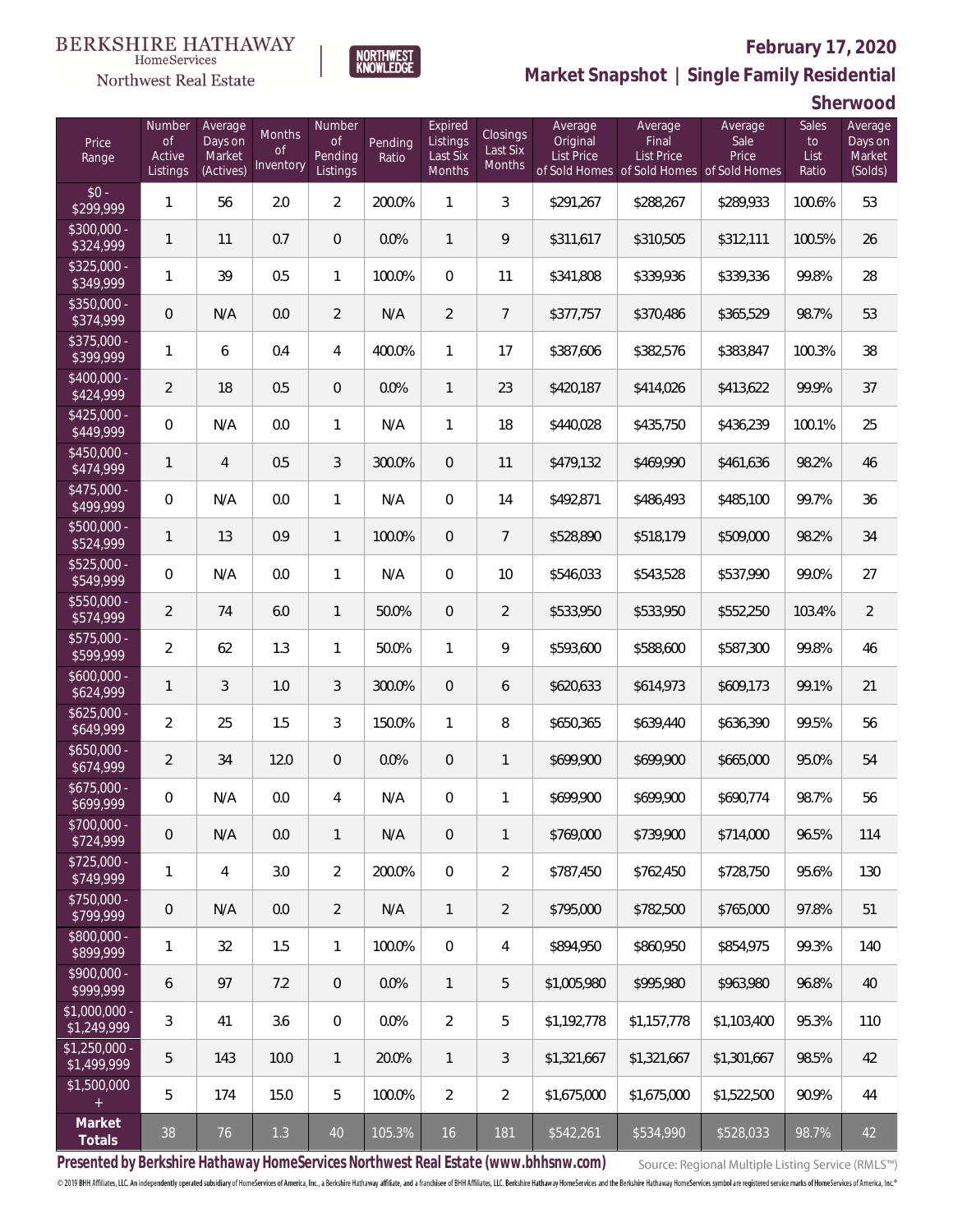BERKSHIRE HATHAWAY HomeServices Northwest Real Estate

NORTHWEST KNOWLEDGE

## February 17, 2020

## Market Snapshot | Single Family Residential

## Sherwood

| Price Range | Number of Active Listings | Average Days on Market (Actives) | Months of Inventory | Number of Pending Listings | Pending Ratio | Expired Listings Last Six Months | Closings Last Six Months | Average Original List Price of Sold Homes | Average Final List Price of Sold Homes | Average Sale Price of Sold Homes | Sales to List Ratio | Average Days on Market (Solds) |
|---|---|---|---|---|---|---|---|---|---|---|---|---|
| $0 - $299,999 | 1 | 56 | 2.0 | 2 | 200.0% | 1 | 3 | $291,267 | $288,267 | $289,933 | 100.6% | 53 |
| $300,000 - $324,999 | 1 | 11 | 0.7 | 0 | 0.0% | 1 | 9 | $311,617 | $310,505 | $312,111 | 100.5% | 26 |
| $325,000 - $349,999 | 1 | 39 | 0.5 | 1 | 100.0% | 0 | 11 | $341,808 | $339,936 | $339,336 | 99.8% | 28 |
| $350,000 - $374,999 | 0 | N/A | 0.0 | 2 | N/A | 2 | 7 | $377,757 | $370,486 | $365,529 | 98.7% | 53 |
| $375,000 - $399,999 | 1 | 6 | 0.4 | 4 | 400.0% | 1 | 17 | $387,606 | $382,576 | $383,847 | 100.3% | 38 |
| $400,000 - $424,999 | 2 | 18 | 0.5 | 0 | 0.0% | 1 | 23 | $420,187 | $414,026 | $413,622 | 99.9% | 37 |
| $425,000 - $449,999 | 0 | N/A | 0.0 | 1 | N/A | 1 | 18 | $440,028 | $435,750 | $436,239 | 100.1% | 25 |
| $450,000 - $474,999 | 1 | 4 | 0.5 | 3 | 300.0% | 0 | 11 | $479,132 | $469,990 | $461,636 | 98.2% | 46 |
| $475,000 - $499,999 | 0 | N/A | 0.0 | 1 | N/A | 0 | 14 | $492,871 | $486,493 | $485,100 | 99.7% | 36 |
| $500,000 - $524,999 | 1 | 13 | 0.9 | 1 | 100.0% | 0 | 7 | $528,890 | $518,179 | $509,000 | 98.2% | 34 |
| $525,000 - $549,999 | 0 | N/A | 0.0 | 1 | N/A | 0 | 10 | $546,033 | $543,528 | $537,990 | 99.0% | 27 |
| $550,000 - $574,999 | 2 | 74 | 6.0 | 1 | 50.0% | 0 | 2 | $533,950 | $533,950 | $552,250 | 103.4% | 2 |
| $575,000 - $599,999 | 2 | 62 | 1.3 | 1 | 50.0% | 1 | 9 | $593,600 | $588,600 | $587,300 | 99.8% | 46 |
| $600,000 - $624,999 | 1 | 3 | 1.0 | 3 | 300.0% | 0 | 6 | $620,633 | $614,973 | $609,173 | 99.1% | 21 |
| $625,000 - $649,999 | 2 | 25 | 1.5 | 3 | 150.0% | 1 | 8 | $650,365 | $639,440 | $636,390 | 99.5% | 56 |
| $650,000 - $674,999 | 2 | 34 | 12.0 | 0 | 0.0% | 0 | 1 | $699,900 | $699,900 | $665,000 | 95.0% | 54 |
| $675,000 - $699,999 | 0 | N/A | 0.0 | 4 | N/A | 0 | 1 | $699,900 | $699,900 | $690,774 | 98.7% | 56 |
| $700,000 - $724,999 | 0 | N/A | 0.0 | 1 | N/A | 0 | 1 | $769,000 | $739,900 | $714,000 | 96.5% | 114 |
| $725,000 - $749,999 | 1 | 4 | 3.0 | 2 | 200.0% | 0 | 2 | $787,450 | $762,450 | $728,750 | 95.6% | 130 |
| $750,000 - $799,999 | 0 | N/A | 0.0 | 2 | N/A | 1 | 2 | $795,000 | $782,500 | $765,000 | 97.8% | 51 |
| $800,000 - $899,999 | 1 | 32 | 1.5 | 1 | 100.0% | 0 | 4 | $894,950 | $860,950 | $854,975 | 99.3% | 140 |
| $900,000 - $999,999 | 6 | 97 | 7.2 | 0 | 0.0% | 1 | 5 | $1,005,980 | $995,980 | $963,980 | 96.8% | 40 |
| $1,000,000 - $1,249,999 | 3 | 41 | 3.6 | 0 | 0.0% | 2 | 5 | $1,192,778 | $1,157,778 | $1,103,400 | 95.3% | 110 |
| $1,250,000 - $1,499,999 | 5 | 143 | 10.0 | 1 | 20.0% | 1 | 3 | $1,321,667 | $1,321,667 | $1,301,667 | 98.5% | 42 |
| $1,500,000 + | 5 | 174 | 15.0 | 5 | 100.0% | 2 | 2 | $1,675,000 | $1,675,000 | $1,522,500 | 90.9% | 44 |
| **Market Totals** | 38 | 76 | 1.3 | 40 | 105.3% | 16 | 181 | $542,261 | $534,990 | $528,033 | 98.7% | 42 |

**Presented by Berkshire Hathaway HomeServices Northwest Real Estate (www.bhhsnw.com)**

Source: Regional Multiple Listing Service (RMLS™)

© 2019 BHH Affiliates, LLC. An independently operated subsidiary of HomeServices of America, Inc., a Berkshire Hathaway affiliate, and a franchisee of BHH Affiliates, LLC. Berkshire Hathaway HomeServices and the Berkshire Hathaway HomeServices symbol are registered service marks of HomeServices of America, Inc.®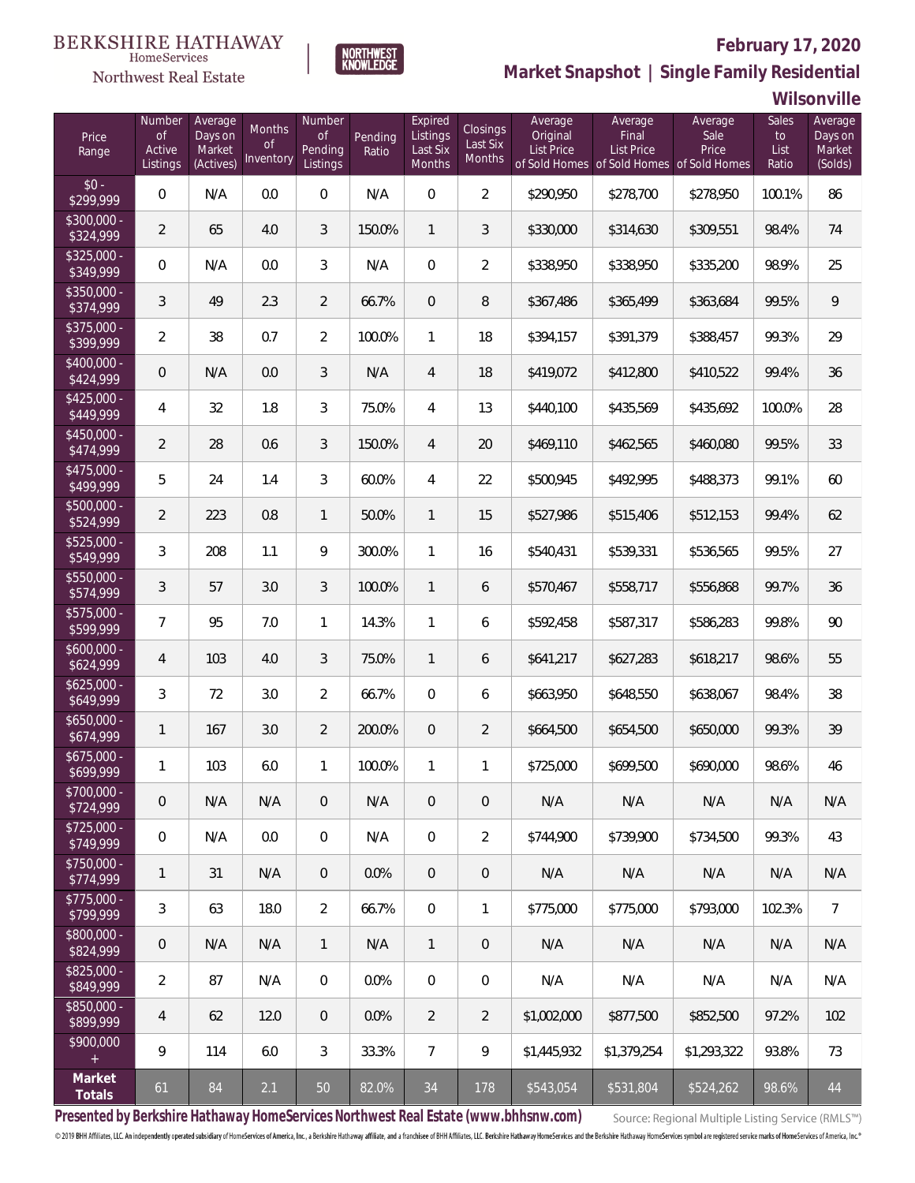BERKSHIRE HATHAWAY HomeServices Northwest Real Estate

NORTHWEST KNOWLEDGE

# February 17, 2020

## Market Snapshot | Single Family Residential

## Wilsonville

| Price Range | Number of Active Listings | Average Days on Market (Actives) | Months of Inventory | Number of Pending Listings | Pending Ratio | Expired Listings Last Six Months | Closings Last Six Months | Average Original List Price of Sold Homes | Average Final List Price of Sold Homes | Average Sale Price of Sold Homes | Sales to List Ratio | Average Days on Market (Solds) |
|---|---|---|---|---|---|---|---|---|---|---|---|---|
| $0 - $299,999 | 0 | N/A | 0.0 | 0 | N/A | 0 | 2 | $290,950 | $278,700 | $278,950 | 100.1% | 86 |
| $300,000 - $324,999 | 2 | 65 | 4.0 | 3 | 150.0% | 1 | 3 | $330,000 | $314,630 | $309,551 | 98.4% | 74 |
| $325,000 - $349,999 | 0 | N/A | 0.0 | 3 | N/A | 0 | 2 | $338,950 | $338,950 | $335,200 | 98.9% | 25 |
| $350,000 - $374,999 | 3 | 49 | 2.3 | 2 | 66.7% | 0 | 8 | $367,486 | $365,499 | $363,684 | 99.5% | 9 |
| $375,000 - $399,999 | 2 | 38 | 0.7 | 2 | 100.0% | 1 | 18 | $394,157 | $391,379 | $388,457 | 99.3% | 29 |
| $400,000 - $424,999 | 0 | N/A | 0.0 | 3 | N/A | 4 | 18 | $419,072 | $412,800 | $410,522 | 99.4% | 36 |
| $425,000 - $449,999 | 4 | 32 | 1.8 | 3 | 75.0% | 4 | 13 | $440,100 | $435,569 | $435,692 | 100.0% | 28 |
| $450,000 - $474,999 | 2 | 28 | 0.6 | 3 | 150.0% | 4 | 20 | $469,110 | $462,565 | $460,080 | 99.5% | 33 |
| $475,000 - $499,999 | 5 | 24 | 1.4 | 3 | 60.0% | 4 | 22 | $500,945 | $492,995 | $488,373 | 99.1% | 60 |
| $500,000 - $524,999 | 2 | 223 | 0.8 | 1 | 50.0% | 1 | 15 | $527,986 | $515,406 | $512,153 | 99.4% | 62 |
| $525,000 - $549,999 | 3 | 208 | 1.1 | 9 | 300.0% | 1 | 16 | $540,431 | $539,331 | $536,565 | 99.5% | 27 |
| $550,000 - $574,999 | 3 | 57 | 3.0 | 3 | 100.0% | 1 | 6 | $570,467 | $558,717 | $556,868 | 99.7% | 36 |
| $575,000 - $599,999 | 7 | 95 | 7.0 | 1 | 14.3% | 1 | 6 | $592,458 | $587,317 | $586,283 | 99.8% | 90 |
| $600,000 - $624,999 | 4 | 103 | 4.0 | 3 | 75.0% | 1 | 6 | $641,217 | $627,283 | $618,217 | 98.6% | 55 |
| $625,000 - $649,999 | 3 | 72 | 3.0 | 2 | 66.7% | 0 | 6 | $663,950 | $648,550 | $638,067 | 98.4% | 38 |
| $650,000 - $674,999 | 1 | 167 | 3.0 | 2 | 200.0% | 0 | 2 | $664,500 | $654,500 | $650,000 | 99.3% | 39 |
| $675,000 - $699,999 | 1 | 103 | 6.0 | 1 | 100.0% | 1 | 1 | $725,000 | $699,500 | $690,000 | 98.6% | 46 |
| $700,000 - $724,999 | 0 | N/A | N/A | 0 | N/A | 0 | 0 | N/A | N/A | N/A | N/A | N/A |
| $725,000 - $749,999 | 0 | N/A | 0.0 | 0 | N/A | 0 | 2 | $744,900 | $739,900 | $734,500 | 99.3% | 43 |
| $750,000 - $774,999 | 1 | 31 | N/A | 0 | 0.0% | 0 | 0 | N/A | N/A | N/A | N/A | N/A |
| $775,000 - $799,999 | 3 | 63 | 18.0 | 2 | 66.7% | 0 | 1 | $775,000 | $775,000 | $793,000 | 102.3% | 7 |
| $800,000 - $824,999 | 0 | N/A | N/A | 1 | N/A | 1 | 0 | N/A | N/A | N/A | N/A | N/A |
| $825,000 - $849,999 | 2 | 87 | N/A | 0 | 0.0% | 0 | 0 | N/A | N/A | N/A | N/A | N/A |
| $850,000 - $899,999 | 4 | 62 | 12.0 | 0 | 0.0% | 2 | 2 | $1,002,000 | $877,500 | $852,500 | 97.2% | 102 |
| $900,000 + | 9 | 114 | 6.0 | 3 | 33.3% | 7 | 9 | $1,445,932 | $1,379,254 | $1,293,322 | 93.8% | 73 |
| **Market Totals** | 61 | 84 | 2.1 | 50 | 82.0% | 34 | 178 | $543,054 | $531,804 | $524,262 | 98.6% | 44 |

**Presented by Berkshire Hathaway HomeServices Northwest Real Estate (www.bhhsnw.com)**

Source: Regional Multiple Listing Service (RMLS™)

© 2019 BHH Affiliates, LLC. An independently operated subsidiary of HomeServices of America, Inc., a Berkshire Hathaway affiliate, and a franchisee of BHH Affiliates, LLC. Berkshire Hathaway HomeServices and the Berkshire Hathaway HomeServices symbol are registered service marks of HomeServices of America, Inc.®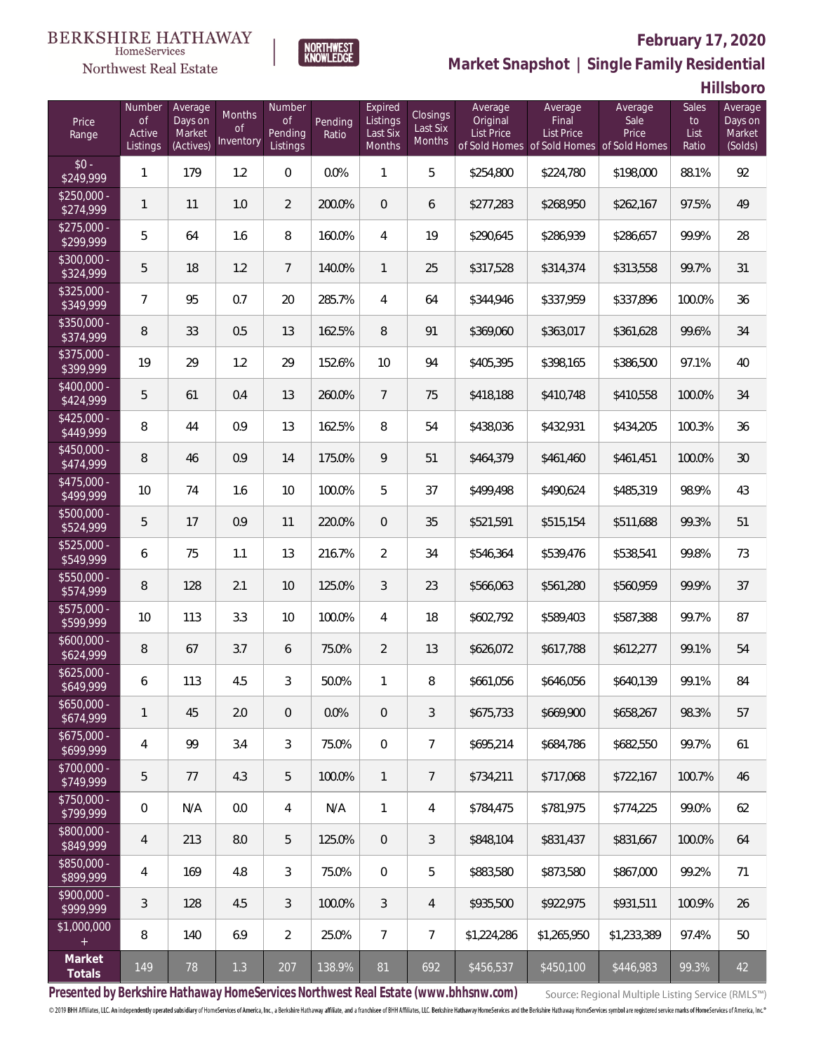BERKSHIRE HATHAWAY HomeServices Northwest Real Estate

NORTHWEST KNOWLEDGE

## February 17, 2020

## Market Snapshot | Single Family Residential

## Hillsboro

| Price Range | Number of Active Listings | Average Days on Market (Actives) | Months of Inventory | Number of Pending Listings | Pending Ratio | Expired Listings Last Six Months | Closings Last Six Months | Average Original List Price of Sold Homes | Average Final List Price of Sold Homes | Average Sale Price of Sold Homes | Sales to List Ratio | Average Days on Market (Solds) |
|---|---|---|---|---|---|---|---|---|---|---|---|---|
| $0 - $249,999 | 1 | 179 | 1.2 | 0 | 0.0% | 1 | 5 | $254,800 | $224,780 | $198,000 | 88.1% | 92 |
| $250,000 - $274,999 | 1 | 11 | 1.0 | 2 | 200.0% | 0 | 6 | $277,283 | $268,950 | $262,167 | 97.5% | 49 |
| $275,000 - $299,999 | 5 | 64 | 1.6 | 8 | 160.0% | 4 | 19 | $290,645 | $286,939 | $286,657 | 99.9% | 28 |
| $300,000 - $324,999 | 5 | 18 | 1.2 | 7 | 140.0% | 1 | 25 | $317,528 | $314,374 | $313,558 | 99.7% | 31 |
| $325,000 - $349,999 | 7 | 95 | 0.7 | 20 | 285.7% | 4 | 64 | $344,946 | $337,959 | $337,896 | 100.0% | 36 |
| $350,000 - $374,999 | 8 | 33 | 0.5 | 13 | 162.5% | 8 | 91 | $369,060 | $363,017 | $361,628 | 99.6% | 34 |
| $375,000 - $399,999 | 19 | 29 | 1.2 | 29 | 152.6% | 10 | 94 | $405,395 | $398,165 | $386,500 | 97.1% | 40 |
| $400,000 - $424,999 | 5 | 61 | 0.4 | 13 | 260.0% | 7 | 75 | $418,188 | $410,748 | $410,558 | 100.0% | 34 |
| $425,000 - $449,999 | 8 | 44 | 0.9 | 13 | 162.5% | 8 | 54 | $438,036 | $432,931 | $434,205 | 100.3% | 36 |
| $450,000 - $474,999 | 8 | 46 | 0.9 | 14 | 175.0% | 9 | 51 | $464,379 | $461,460 | $461,451 | 100.0% | 30 |
| $475,000 - $499,999 | 10 | 74 | 1.6 | 10 | 100.0% | 5 | 37 | $499,498 | $490,624 | $485,319 | 98.9% | 43 |
| $500,000 - $524,999 | 5 | 17 | 0.9 | 11 | 220.0% | 0 | 35 | $521,591 | $515,154 | $511,688 | 99.3% | 51 |
| $525,000 - $549,999 | 6 | 75 | 1.1 | 13 | 216.7% | 2 | 34 | $546,364 | $539,476 | $538,541 | 99.8% | 73 |
| $550,000 - $574,999 | 8 | 128 | 2.1 | 10 | 125.0% | 3 | 23 | $566,063 | $561,280 | $560,959 | 99.9% | 37 |
| $575,000 - $599,999 | 10 | 113 | 3.3 | 10 | 100.0% | 4 | 18 | $602,792 | $589,403 | $587,388 | 99.7% | 87 |
| $600,000 - $624,999 | 8 | 67 | 3.7 | 6 | 75.0% | 2 | 13 | $626,072 | $617,788 | $612,277 | 99.1% | 54 |
| $625,000 - $649,999 | 6 | 113 | 4.5 | 3 | 50.0% | 1 | 8 | $661,056 | $646,056 | $640,139 | 99.1% | 84 |
| $650,000 - $674,999 | 1 | 45 | 2.0 | 0 | 0.0% | 0 | 3 | $675,733 | $669,900 | $658,267 | 98.3% | 57 |
| $675,000 - $699,999 | 4 | 99 | 3.4 | 3 | 75.0% | 0 | 7 | $695,214 | $684,786 | $682,550 | 99.7% | 61 |
| $700,000 - $749,999 | 5 | 77 | 4.3 | 5 | 100.0% | 1 | 7 | $734,211 | $717,068 | $722,167 | 100.7% | 46 |
| $750,000 - $799,999 | 0 | N/A | 0.0 | 4 | N/A | 1 | 4 | $784,475 | $781,975 | $774,225 | 99.0% | 62 |
| $800,000 - $849,999 | 4 | 213 | 8.0 | 5 | 125.0% | 0 | 3 | $848,104 | $831,437 | $831,667 | 100.0% | 64 |
| $850,000 - $899,999 | 4 | 169 | 4.8 | 3 | 75.0% | 0 | 5 | $883,580 | $873,580 | $867,000 | 99.2% | 71 |
| $900,000 - $999,999 | 3 | 128 | 4.5 | 3 | 100.0% | 3 | 4 | $935,500 | $922,975 | $931,511 | 100.9% | 26 |
| $1,000,000 + | 8 | 140 | 6.9 | 2 | 25.0% | 7 | 7 | $1,224,286 | $1,265,950 | $1,233,389 | 97.4% | 50 |
| **Market Totals** | 149 | 78 | 1.3 | 207 | 138.9% | 81 | 692 | $456,537 | $450,100 | $446,983 | 99.3% | 42 |

**Presented by Berkshire Hathaway HomeServices Northwest Real Estate (www.bhhsnw.com)**

Source: Regional Multiple Listing Service (RMLS™)

© 2019 BHH Affiliates, LLC. An independently operated subsidiary of HomeServices of America, Inc., a Berkshire Hathaway affiliate, and a franchisee of BHH Affiliates, LLC. Berkshire Hathaway HomeServices and the Berkshire Hathaway HomeServices symbol are registered service marks of HomeServices of America, Inc.®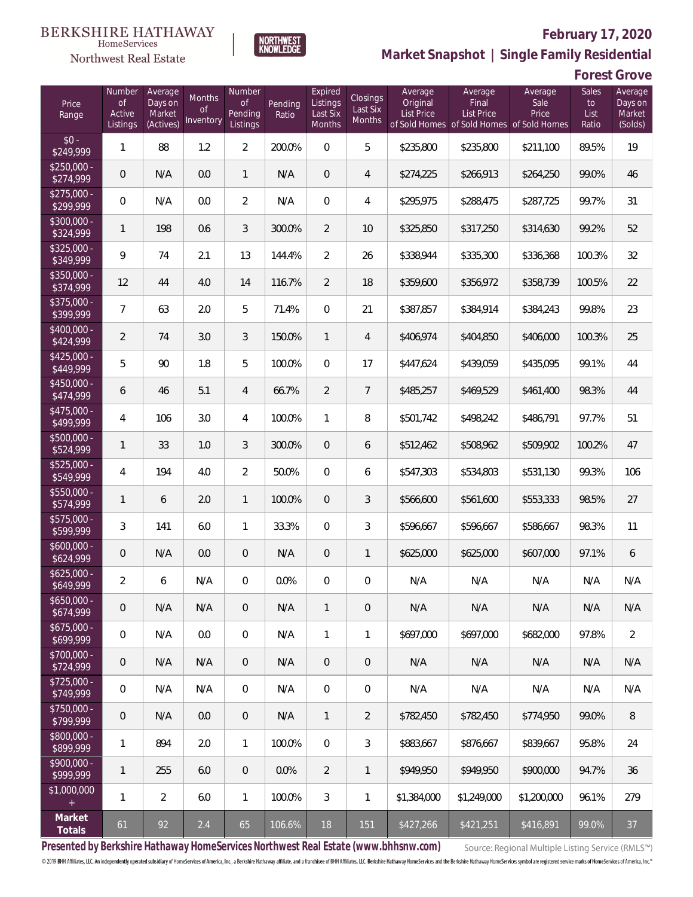BERKSHIRE HATHAWAY HomeServices Northwest Real Estate

NORTHWEST KNOWLEDGE

**February 17, 2020**

**Market Snapshot | Single Family Residential**

**Forest Grove**

| Price Range | Number of Active Listings | Average Days on Market (Actives) | Months of Inventory | Number of Pending Listings | Pending Ratio | Expired Listings Last Six Months | Closings Last Six Months | Average Original List Price of Sold Homes | Average Final List Price of Sold Homes | Average Sale Price of Sold Homes | Sales to List Ratio | Average Days on Market (Solds) |
|---|---|---|---|---|---|---|---|---|---|---|---|---|
| $0 - $249,999 | 1 | 88 | 1.2 | 2 | 200.0% | 0 | 5 | $235,800 | $235,800 | $211,100 | 89.5% | 19 |
| $250,000 - $274,999 | 0 | N/A | 0.0 | 1 | N/A | 0 | 4 | $274,225 | $266,913 | $264,250 | 99.0% | 46 |
| $275,000 - $299,999 | 0 | N/A | 0.0 | 2 | N/A | 0 | 4 | $295,975 | $288,475 | $287,725 | 99.7% | 31 |
| $300,000 - $324,999 | 1 | 198 | 0.6 | 3 | 300.0% | 2 | 10 | $325,850 | $317,250 | $314,630 | 99.2% | 52 |
| $325,000 - $349,999 | 9 | 74 | 2.1 | 13 | 144.4% | 2 | 26 | $338,944 | $335,300 | $336,368 | 100.3% | 32 |
| $350,000 - $374,999 | 12 | 44 | 4.0 | 14 | 116.7% | 2 | 18 | $359,600 | $356,972 | $358,739 | 100.5% | 22 |
| $375,000 - $399,999 | 7 | 63 | 2.0 | 5 | 71.4% | 0 | 21 | $387,857 | $384,914 | $384,243 | 99.8% | 23 |
| $400,000 - $424,999 | 2 | 74 | 3.0 | 3 | 150.0% | 1 | 4 | $406,974 | $404,850 | $406,000 | 100.3% | 25 |
| $425,000 - $449,999 | 5 | 90 | 1.8 | 5 | 100.0% | 0 | 17 | $447,624 | $439,059 | $435,095 | 99.1% | 44 |
| $450,000 - $474,999 | 6 | 46 | 5.1 | 4 | 66.7% | 2 | 7 | $485,257 | $469,529 | $461,400 | 98.3% | 44 |
| $475,000 - $499,999 | 4 | 106 | 3.0 | 4 | 100.0% | 1 | 8 | $501,742 | $498,242 | $486,791 | 97.7% | 51 |
| $500,000 - $524,999 | 1 | 33 | 1.0 | 3 | 300.0% | 0 | 6 | $512,462 | $508,962 | $509,902 | 100.2% | 47 |
| $525,000 - $549,999 | 4 | 194 | 4.0 | 2 | 50.0% | 0 | 6 | $547,303 | $534,803 | $531,130 | 99.3% | 106 |
| $550,000 - $574,999 | 1 | 6 | 2.0 | 1 | 100.0% | 0 | 3 | $566,600 | $561,600 | $553,333 | 98.5% | 27 |
| $575,000 - $599,999 | 3 | 141 | 6.0 | 1 | 33.3% | 0 | 3 | $596,667 | $596,667 | $586,667 | 98.3% | 11 |
| $600,000 - $624,999 | 0 | N/A | 0.0 | 0 | N/A | 0 | 1 | $625,000 | $625,000 | $607,000 | 97.1% | 6 |
| $625,000 - $649,999 | 2 | 6 | N/A | 0 | 0.0% | 0 | 0 | N/A | N/A | N/A | N/A | N/A |
| $650,000 - $674,999 | 0 | N/A | N/A | 0 | N/A | 1 | 0 | N/A | N/A | N/A | N/A | N/A |
| $675,000 - $699,999 | 0 | N/A | 0.0 | 0 | N/A | 1 | 1 | $697,000 | $697,000 | $682,000 | 97.8% | 2 |
| $700,000 - $724,999 | 0 | N/A | N/A | 0 | N/A | 0 | 0 | N/A | N/A | N/A | N/A | N/A |
| $725,000 - $749,999 | 0 | N/A | N/A | 0 | N/A | 0 | 0 | N/A | N/A | N/A | N/A | N/A |
| $750,000 - $799,999 | 0 | N/A | 0.0 | 0 | N/A | 1 | 2 | $782,450 | $782,450 | $774,950 | 99.0% | 8 |
| $800,000 - $899,999 | 1 | 894 | 2.0 | 1 | 100.0% | 0 | 3 | $883,667 | $876,667 | $839,667 | 95.8% | 24 |
| $900,000 - $999,999 | 1 | 255 | 6.0 | 0 | 0.0% | 2 | 1 | $949,950 | $949,950 | $900,000 | 94.7% | 36 |
| $1,000,000 + | 1 | 2 | 6.0 | 1 | 100.0% | 3 | 1 | $1,384,000 | $1,249,000 | $1,200,000 | 96.1% | 279 |
| **Market Totals** | 61 | 92 | 2.4 | 65 | 106.6% | 18 | 151 | $427,266 | $421,251 | $416,891 | 99.0% | 37 |

**Presented by Berkshire Hathaway HomeServices Northwest Real Estate (www.bhhsnw.com)**

Source: Regional Multiple Listing Service (RMLS™)

© 2019 BHH Affiliates, LLC. An independently operated subsidiary of HomeServices of America, Inc., a Berkshire Hathaway affiliate, and a franchisee of BHH Affiliates, LLC. Berkshire Hathaway HomeServices and the Berkshire Hathaway HomeServices symbol are registered service marks of HomeServices of America, Inc.®